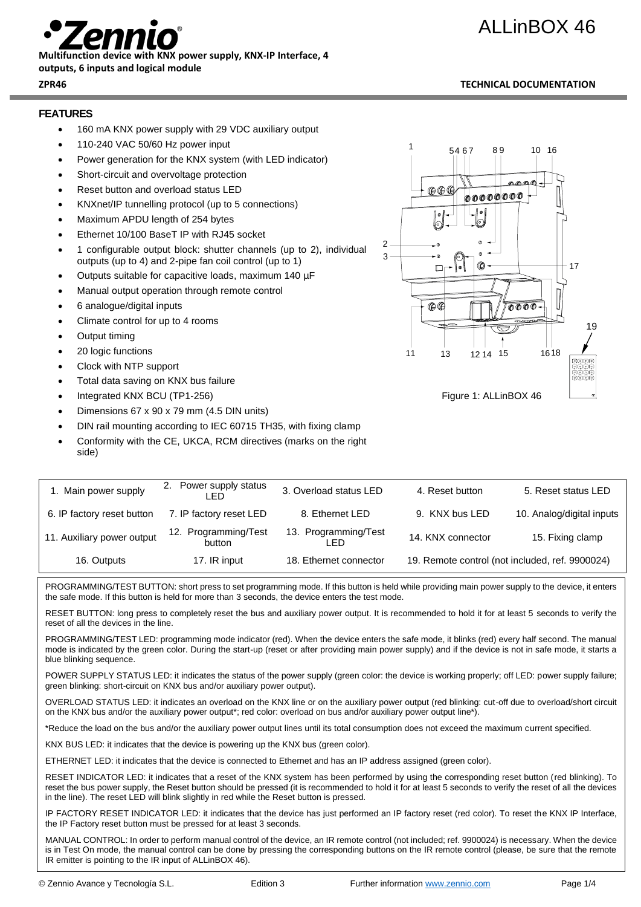# ALLinBOX 46

**Multifunction device with KNX power supply, KNX-IP Interface, 4 outputs, 6 inputs and logical module**

**ZPR46** **TECHNICAL DOCUMENTATION**

## FEATURES

- 160 mA KNX power supply with 29 VDC auxiliary output
- 110-240 VAC 50/60 Hz power input
- Power generation for the KNX system (with LED indicator)
- Short-circuit and overvoltage protection
- Reset button and overload status LED
- KNXnet/IP tunnelling protocol (up to 5 connections)
- Maximum APDU length of 254 bytes
- Ethernet 10/100 BaseT IP with RJ45 socket
- 1 configurable output block: shutter channels (up to 2), individual outputs (up to 4) and 2-pipe fan coil control (up to 1)
- Outputs suitable for capacitive loads, maximum 140 µF
- Manual output operation through remote control
- 6 analogue/digital inputs
- Climate control for up to 4 rooms
- Output timing
- 20 logic functions
- Clock with NTP support
- Total data saving on KNX bus failure
- Integrated KNX BCU (TP1-256)
- Dimensions 67 x 90 x 79 mm (4.5 DIN units)
- DIN rail mounting according to IEC 60715 TH35, with fixing clamp
- Conformity with the CE, UKCA, RCM directives (marks on the right side)

Figure 1: ALLinBOX 46

| 1. Main power supply | 2. Power supply status LED | 3. Overload status LED | 4. Reset button | 5. Reset status LED |
|---|---|---|---|---|
| 6. IP factory reset button | 7. IP factory reset LED | 8. Ethernet LED | 9. KNX bus LED | 10. Analog/digital inputs |
| 11. Auxiliary power output | 12. Programming/Test button | 13. Programming/Test LED | 14. KNX connector | 15. Fixing clamp |
| 16. Outputs | 17. IR input | 18. Ethernet connector | 19. Remote control (not included, ref. 9900024) | |

PROGRAMMING/TEST BUTTON: short press to set programming mode. If this button is held while providing main power supply to the device, it enters the safe mode. If this button is held for more than 3 seconds, the device enters the test mode.

RESET BUTTON: long press to completely reset the bus and auxiliary power output. It is recommended to hold it for at least 5 seconds to verify the reset of all the devices in the line.

PROGRAMMING/TEST LED: programming mode indicator (red). When the device enters the safe mode, it blinks (red) every half second. The manual mode is indicated by the green color. During the start-up (reset or after providing main power supply) and if the device is not in safe mode, it starts a blue blinking sequence.

POWER SUPPLY STATUS LED: it indicates the status of the power supply (green color: the device is working properly; off LED: power supply failure; green blinking: short-circuit on KNX bus and/or auxiliary power output).

OVERLOAD STATUS LED: it indicates an overload on the KNX line or on the auxiliary power output (red blinking: cut-off due to overload/short circuit on the KNX bus and/or the auxiliary power output*; red color: overload on bus and/or auxiliary power output line*).

*Reduce the load on the bus and/or the auxiliary power output lines until its total consumption does not exceed the maximum current specified.

KNX BUS LED: it indicates that the device is powering up the KNX bus (green color).

ETHERNET LED: it indicates that the device is connected to Ethernet and has an IP address assigned (green color).

RESET INDICATOR LED: it indicates that a reset of the KNX system has been performed by using the corresponding reset button (red blinking). To reset the bus power supply, the Reset button should be pressed (it is recommended to hold it for at least 5 seconds to verify the reset of all the devices in the line). The reset LED will blink slightly in red while the Reset button is pressed.

IP FACTORY RESET INDICATOR LED: it indicates that the device has just performed an IP factory reset (red color). To reset the KNX IP Interface, the IP Factory reset button must be pressed for at least 3 seconds.

MANUAL CONTROL: In order to perform manual control of the device, an IR remote control (not included; ref. 9900024) is necessary. When the device is in Test On mode, the manual control can be done by pressing the corresponding buttons on the IR remote control (please, be sure that the remote IR emitter is pointing to the IR input of ALLinBOX 46).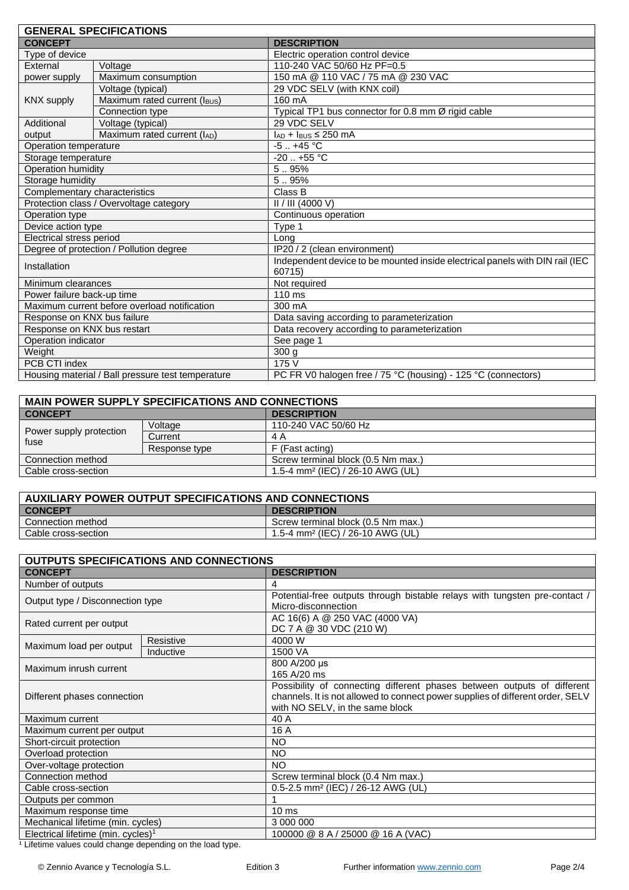| GENERAL SPECIFICATIONS | | |
|---|---|---|
| **CONCEPT** | | **DESCRIPTION** |
| Type of device | | Electric operation control device |
| External power supply | Voltage | 110-240 VAC 50/60 Hz PF=0.5 |
| | Maximum consumption | 150 mA @ 110 VAC / 75 mA @ 230 VAC |
| KNX supply | Voltage (typical) | 29 VDC SELV (with KNX coil) |
| | Maximum rated current ($I_{BUS}$) | 160 mA |
| | Connection type | Typical TP1 bus connector for 0.8 mm Ø rigid cable |
| Additional output | Voltage (typical) | 29 VDC SELV |
| | Maximum rated current ($I_{AD}$) | $I_{AD} + I_{BUS} \leq 250$ mA |
| Operation temperature | | -5 .. +45 °C |
| Storage temperature | | -20 .. +55 °C |
| Operation humidity | | 5 .. 95% |
| Storage humidity | | 5 .. 95% |
| Complementary characteristics | | Class B |
| Protection class / Overvoltage category | | II / III (4000 V) |
| Operation type | | Continuous operation |
| Device action type | | Type 1 |
| Electrical stress period | | Long |
| Degree of protection / Pollution degree | | IP20 / 2 (clean environment) |
| Installation | | Independent device to be mounted inside electrical panels with DIN rail (IEC 60715) |
| Minimum clearances | | Not required |
| Power failure back-up time | | 110 ms |
| Maximum current before overload notification | | 300 mA |
| Response on KNX bus failure | | Data saving according to parameterization |
| Response on KNX bus restart | | Data recovery according to parameterization |
| Operation indicator | | See page 1 |
| Weight | | 300 g |
| PCB CTI index | | 175 V |
| Housing material / Ball pressure test temperature | | PC FR V0 halogen free / 75 °C (housing) - 125 °C (connectors) |

| MAIN POWER SUPPLY SPECIFICATIONS AND CONNECTIONS | | |
|---|---|---|
| **CONCEPT** | | **DESCRIPTION** |
| Power supply protection fuse | Voltage | 110-240 VAC 50/60 Hz |
| | Current | 4 A |
| | Response type | F (Fast acting) |
| Connection method | | Screw terminal block (0.5 Nm max.) |
| Cable cross-section | | 1.5-4 mm² (IEC) / 26-10 AWG (UL) |

| AUXILIARY POWER OUTPUT SPECIFICATIONS AND CONNECTIONS | |
|---|---|
| **CONCEPT** | **DESCRIPTION** |
| Connection method | Screw terminal block (0.5 Nm max.) |
| Cable cross-section | 1.5-4 mm² (IEC) / 26-10 AWG (UL) |

| OUTPUTS SPECIFICATIONS AND CONNECTIONS | | |
|---|---|---|
| **CONCEPT** | | **DESCRIPTION** |
| Number of outputs | | 4 |
| Output type / Disconnection type | | Potential-free outputs through bistable relays with tungsten pre-contact / Micro-disconnection |
| Rated current per output | | AC 16(6) A @ 250 VAC (4000 VA)<br>DC 7 A @ 30 VDC (210 W) |
| Maximum load per output | Resistive | 4000 W |
| | Inductive | 1500 VA |
| Maximum inrush current | | 800 A/200 µs<br>165 A/20 ms |
| Different phases connection | | Possibility of connecting different phases between outputs of different channels. It is not allowed to connect power supplies of different order, SELV with NO SELV, in the same block |
| Maximum current | | 40 A |
| Maximum current per output | | 16 A |
| Short-circuit protection | | NO |
| Overload protection | | NO |
| Over-voltage protection | | NO |
| Connection method | | Screw terminal block (0.4 Nm max.) |
| Cable cross-section | | 0.5-2.5 mm² (IEC) / 26-12 AWG (UL) |
| Outputs per common | | 1 |
| Maximum response time | | 10 ms |
| Mechanical lifetime (min. cycles) | | 3 000 000 |
| Electrical lifetime (min. cycles)[1] | | 100000 @ 8 A / 25000 @ 16 A (VAC) |

[1] Lifetime values could change depending on the load type.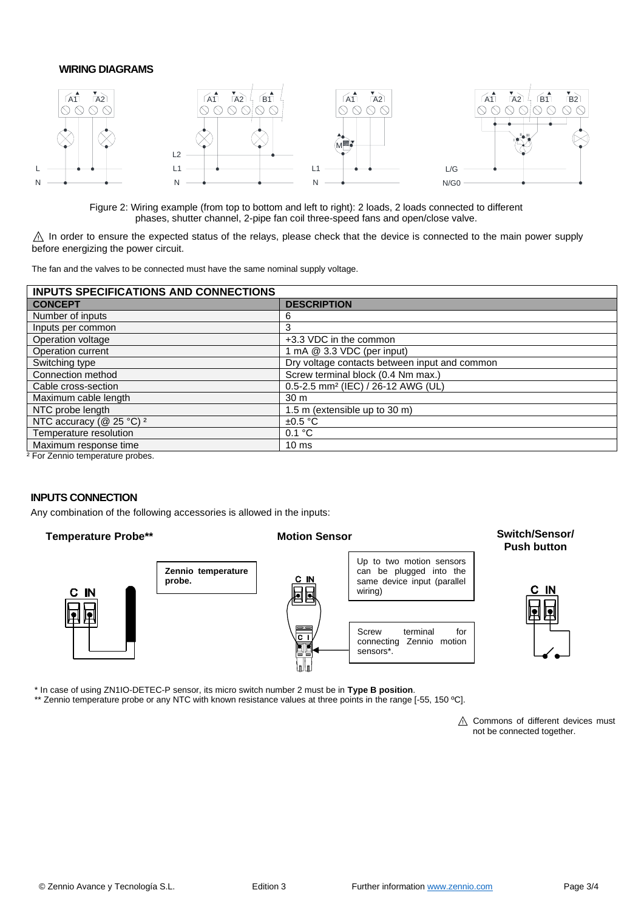## WIRING DIAGRAMS

Figure 2: Wiring example (from top to bottom and left to right): 2 loads, 2 loads connected to different phases, shutter channel, 2-pipe fan coil three-speed fans and open/close valve.

⚠ In order to ensure the expected status of the relays, please check that the device is connected to the main power supply before energizing the power circuit.

The fan and the valves to be connected must have the same nominal supply voltage.

| INPUTS SPECIFICATIONS AND CONNECTIONS | |
|---|---|
| **CONCEPT** | **DESCRIPTION** |
| Number of inputs | 6 |
| Inputs per common | 3 |
| Operation voltage | +3.3 VDC in the common |
| Operation current | 1 mA @ 3.3 VDC (per input) |
| Switching type | Dry voltage contacts between input and common |
| Connection method | Screw terminal block (0.4 Nm max.) |
| Cable cross-section | 0.5-2.5 mm² (IEC) / 26-12 AWG (UL) |
| Maximum cable length | 30 m |
| NTC probe length | 1.5 m (extensible up to 30 m) |
| NTC accuracy (@ 25 °C) [2] | ±0.5 °C |
| Temperature resolution | 0.1 °C |
| Maximum response time | 10 ms |

[2] For Zennio temperature probes.

## INPUTS CONNECTION

Any combination of the following accessories is allowed in the inputs:

**Temperature Probe\*\***

Zennio temperature probe.

**Motion Sensor**

Up to two motion sensors can be plugged into the same device input (parallel wiring)

Screw terminal for connecting Zennio motion sensors*.

**Switch/Sensor/ Push button**

\* In case of using ZN1IO-DETEC-P sensor, its micro switch number 2 must be in **Type B position**.

\*\* Zennio temperature probe or any NTC with known resistance values at three points in the range [-55, 150 ºC].

⚠ Commons of different devices must not be connected together.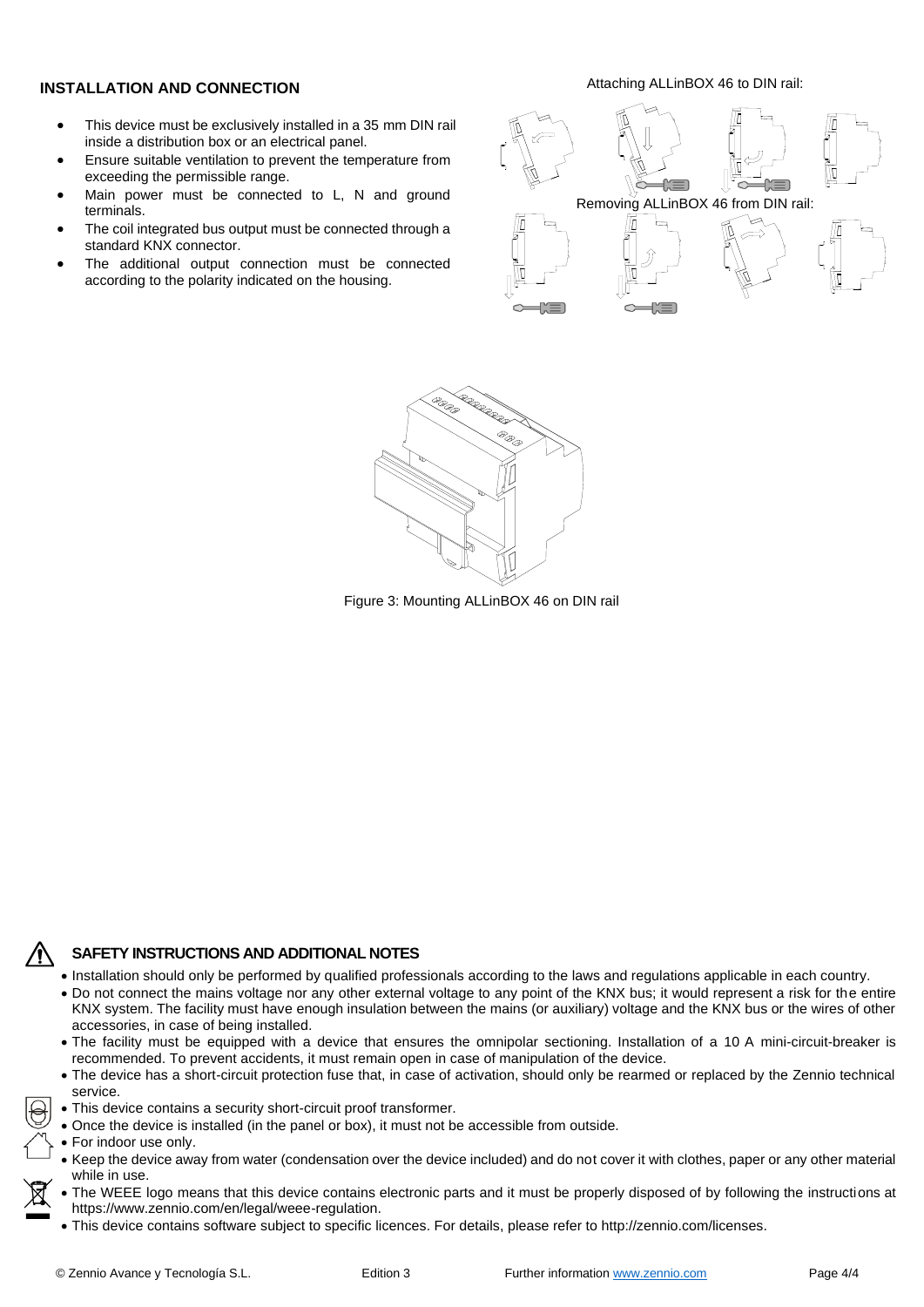## INSTALLATION AND CONNECTION

- This device must be exclusively installed in a 35 mm DIN rail inside a distribution box or an electrical panel.
- Ensure suitable ventilation to prevent the temperature from exceeding the permissible range.
- Main power must be connected to L, N and ground terminals.
- The coil integrated bus output must be connected through a standard KNX connector.
- The additional output connection must be connected according to the polarity indicated on the housing.

Attaching ALLinBOX 46 to DIN rail:

Removing ALLinBOX 46 from DIN rail:

Figure 3: Mounting ALLinBOX 46 on DIN rail

## SAFETY INSTRUCTIONS AND ADDITIONAL NOTES

- Installation should only be performed by qualified professionals according to the laws and regulations applicable in each country.
- Do not connect the mains voltage nor any other external voltage to any point of the KNX bus; it would represent a risk for the entire KNX system. The facility must have enough insulation between the mains (or auxiliary) voltage and the KNX bus or the wires of other accessories, in case of being installed.
- The facility must be equipped with a device that ensures the omnipolar sectioning. Installation of a 10 A mini-circuit-breaker is recommended. To prevent accidents, it must remain open in case of manipulation of the device.
- The device has a short-circuit protection fuse that, in case of activation, should only be rearmed or replaced by the Zennio technical service.
- This device contains a security short-circuit proof transformer.
- Once the device is installed (in the panel or box), it must not be accessible from outside.
- For indoor use only.
- Keep the device away from water (condensation over the device included) and do not cover it with clothes, paper or any other material while in use.
- The WEEE logo means that this device contains electronic parts and it must be properly disposed of by following the instructions at https://www.zennio.com/en/legal/weee-regulation.
- This device contains software subject to specific licences. For details, please refer to http://zennio.com/licenses.

© Zennio Avance y Tecnología S.L. Edition 3 Further information www.zennio.com